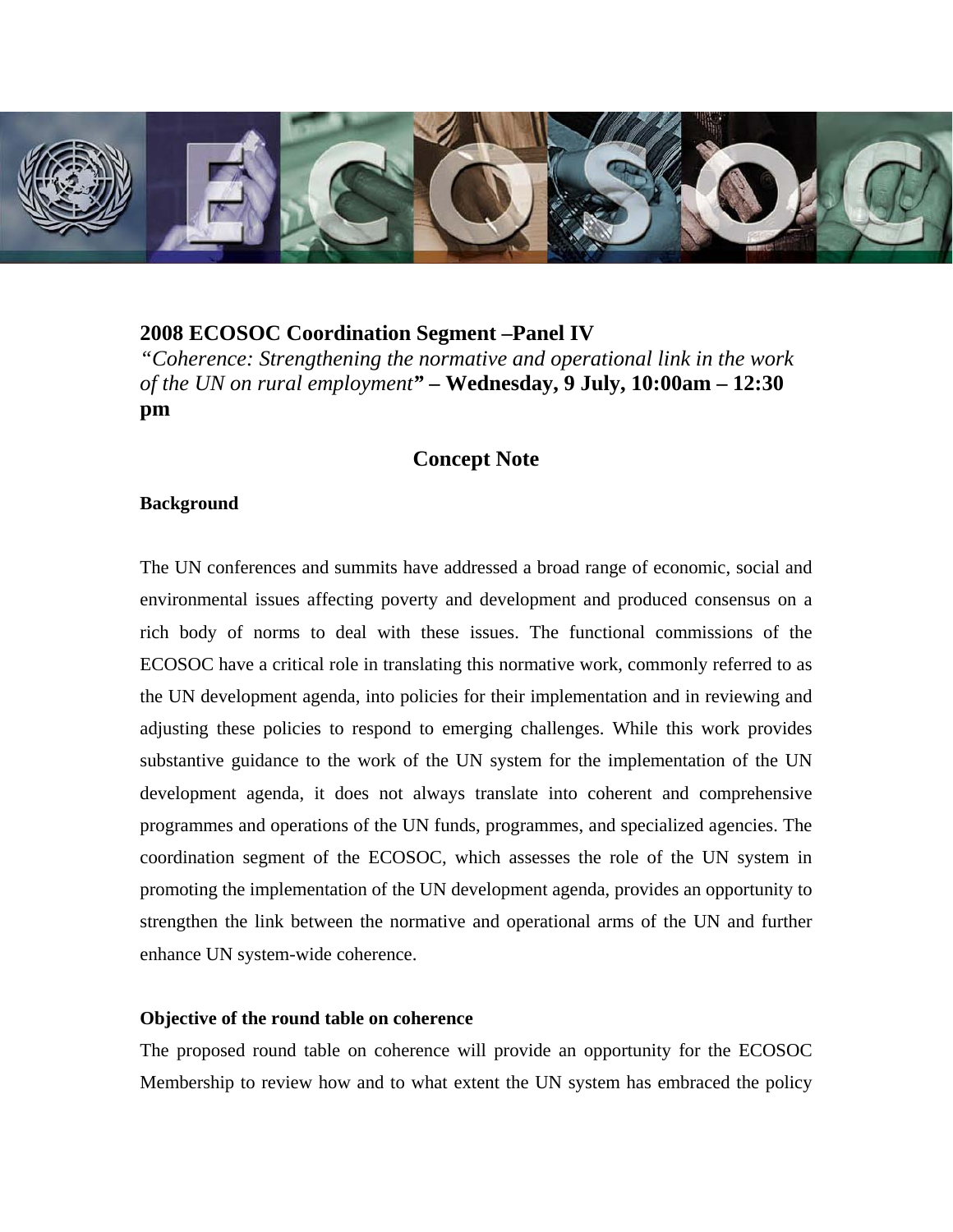**2008 ECOSOC Coordination Segment –Panel IV**

*"Coherence: Strengthening the normative and operational link in the work of the UN on rural employment"* **– Wednesday, 9 July, 10:00am – 12:30 pm**

## Concept Note

**Background**

The UN conferences and summits have addressed a broad range of economic, social and environmental issues affecting poverty and development and produced consensus on a rich body of norms to deal with these issues. The functional commissions of the ECOSOC have a critical role in translating this normative work, commonly referred to as the UN development agenda, into policies for their implementation and in reviewing and adjusting these policies to respond to emerging challenges. While this work provides substantive guidance to the work of the UN system for the implementation of the UN development agenda, it does not always translate into coherent and comprehensive programmes and operations of the UN funds, programmes, and specialized agencies. The coordination segment of the ECOSOC, which assesses the role of the UN system in promoting the implementation of the UN development agenda, provides an opportunity to strengthen the link between the normative and operational arms of the UN and further enhance UN system-wide coherence.

**Objective of the round table on coherence**

The proposed round table on coherence will provide an opportunity for the ECOSOC Membership to review how and to what extent the UN system has embraced the policy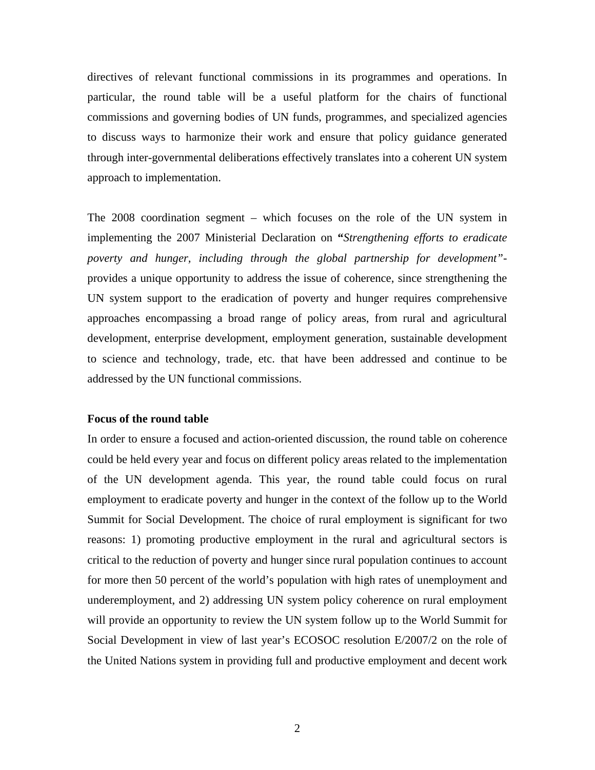directives of relevant functional commissions in its programmes and operations. In particular, the round table will be a useful platform for the chairs of functional commissions and governing bodies of UN funds, programmes, and specialized agencies to discuss ways to harmonize their work and ensure that policy guidance generated through inter-governmental deliberations effectively translates into a coherent UN system approach to implementation.

The 2008 coordination segment – which focuses on the role of the UN system in implementing the 2007 Ministerial Declaration on **"***Strengthening efforts to eradicate poverty and hunger, including through the global partnership for development"*- provides a unique opportunity to address the issue of coherence, since strengthening the UN system support to the eradication of poverty and hunger requires comprehensive approaches encompassing a broad range of policy areas, from rural and agricultural development, enterprise development, employment generation, sustainable development to science and technology, trade, etc. that have been addressed and continue to be addressed by the UN functional commissions.

**Focus of the round table**

In order to ensure a focused and action-oriented discussion, the round table on coherence could be held every year and focus on different policy areas related to the implementation of the UN development agenda. This year, the round table could focus on rural employment to eradicate poverty and hunger in the context of the follow up to the World Summit for Social Development. The choice of rural employment is significant for two reasons: 1) promoting productive employment in the rural and agricultural sectors is critical to the reduction of poverty and hunger since rural population continues to account for more then 50 percent of the world's population with high rates of unemployment and underemployment, and 2) addressing UN system policy coherence on rural employment will provide an opportunity to review the UN system follow up to the World Summit for Social Development in view of last year's ECOSOC resolution E/2007/2 on the role of the United Nations system in providing full and productive employment and decent work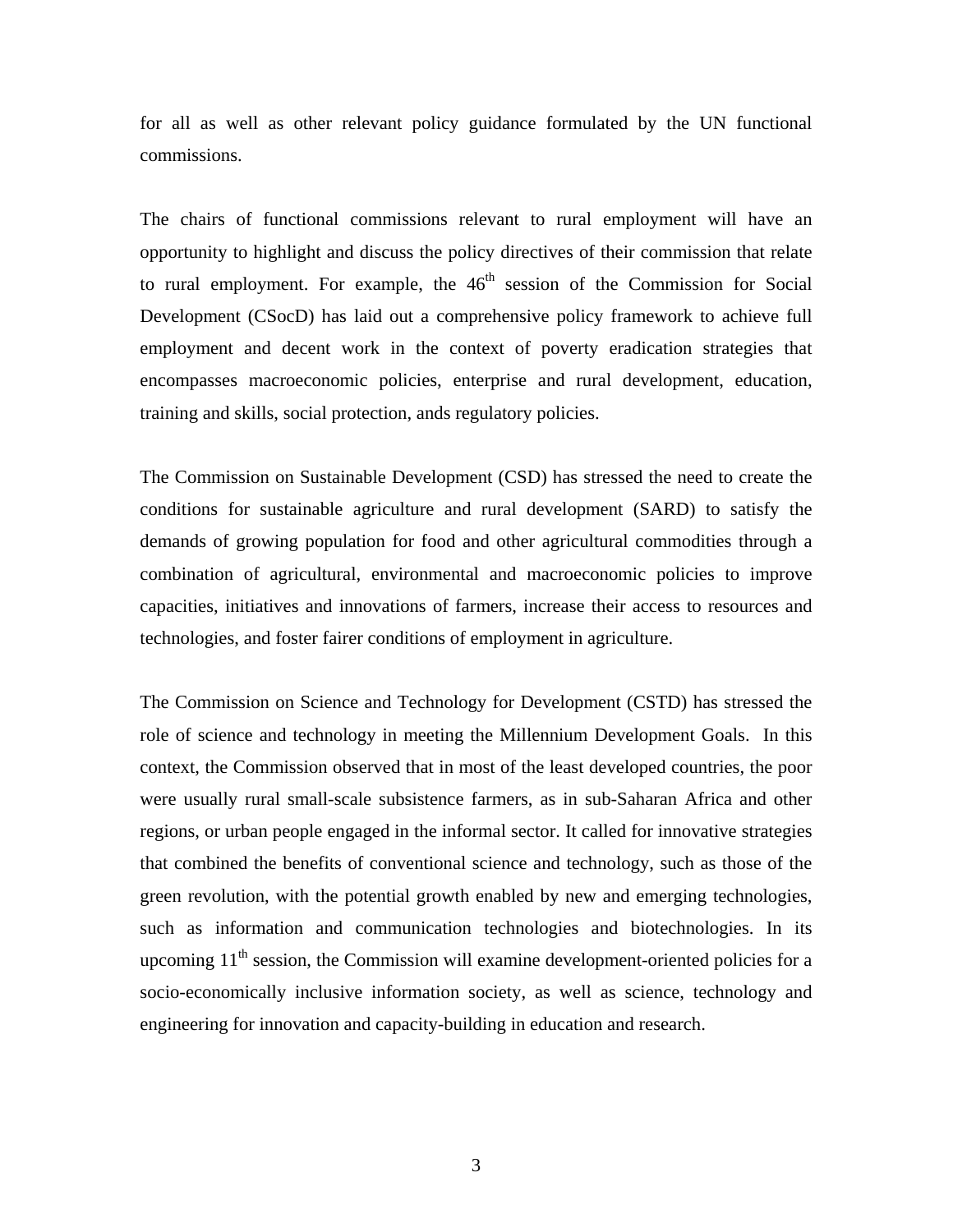for all as well as other relevant policy guidance formulated by the UN functional commissions.

The chairs of functional commissions relevant to rural employment will have an opportunity to highlight and discuss the policy directives of their commission that relate to rural employment. For example, the 46th session of the Commission for Social Development (CSocD) has laid out a comprehensive policy framework to achieve full employment and decent work in the context of poverty eradication strategies that encompasses macroeconomic policies, enterprise and rural development, education, training and skills, social protection, ands regulatory policies.

The Commission on Sustainable Development (CSD) has stressed the need to create the conditions for sustainable agriculture and rural development (SARD) to satisfy the demands of growing population for food and other agricultural commodities through a combination of agricultural, environmental and macroeconomic policies to improve capacities, initiatives and innovations of farmers, increase their access to resources and technologies, and foster fairer conditions of employment in agriculture.

The Commission on Science and Technology for Development (CSTD) has stressed the role of science and technology in meeting the Millennium Development Goals. In this context, the Commission observed that in most of the least developed countries, the poor were usually rural small-scale subsistence farmers, as in sub-Saharan Africa and other regions, or urban people engaged in the informal sector. It called for innovative strategies that combined the benefits of conventional science and technology, such as those of the green revolution, with the potential growth enabled by new and emerging technologies, such as information and communication technologies and biotechnologies. In its upcoming 11th session, the Commission will examine development-oriented policies for a socio-economically inclusive information society, as well as science, technology and engineering for innovation and capacity-building in education and research.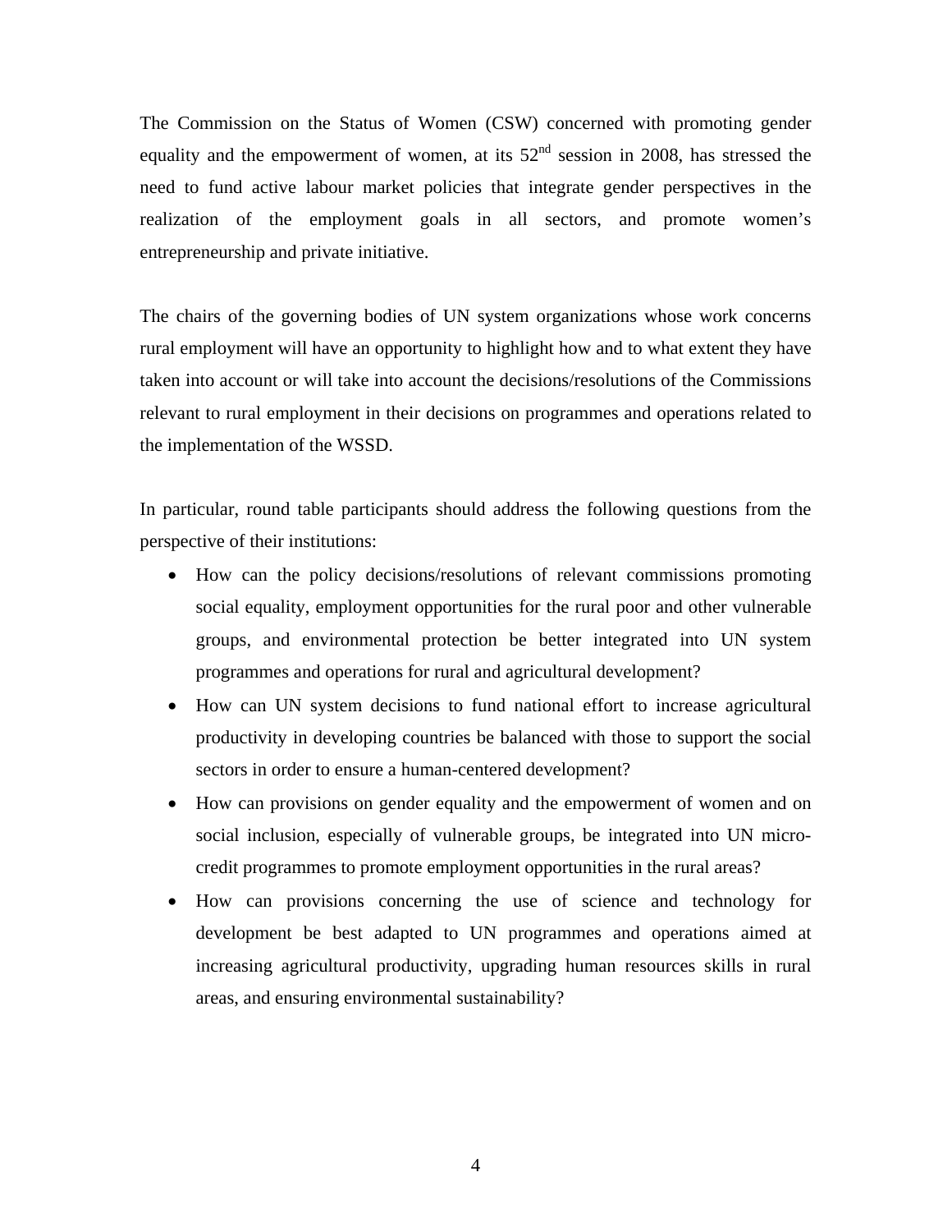The Commission on the Status of Women (CSW) concerned with promoting gender equality and the empowerment of women, at its 52nd session in 2008, has stressed the need to fund active labour market policies that integrate gender perspectives in the realization of the employment goals in all sectors, and promote women's entrepreneurship and private initiative.

The chairs of the governing bodies of UN system organizations whose work concerns rural employment will have an opportunity to highlight how and to what extent they have taken into account or will take into account the decisions/resolutions of the Commissions relevant to rural employment in their decisions on programmes and operations related to the implementation of the WSSD.

In particular, round table participants should address the following questions from the perspective of their institutions:

- How can the policy decisions/resolutions of relevant commissions promoting social equality, employment opportunities for the rural poor and other vulnerable groups, and environmental protection be better integrated into UN system programmes and operations for rural and agricultural development?
- How can UN system decisions to fund national effort to increase agricultural productivity in developing countries be balanced with those to support the social sectors in order to ensure a human-centered development?
- How can provisions on gender equality and the empowerment of women and on social inclusion, especially of vulnerable groups, be integrated into UN micro-credit programmes to promote employment opportunities in the rural areas?
- How can provisions concerning the use of science and technology for development be best adapted to UN programmes and operations aimed at increasing agricultural productivity, upgrading human resources skills in rural areas, and ensuring environmental sustainability?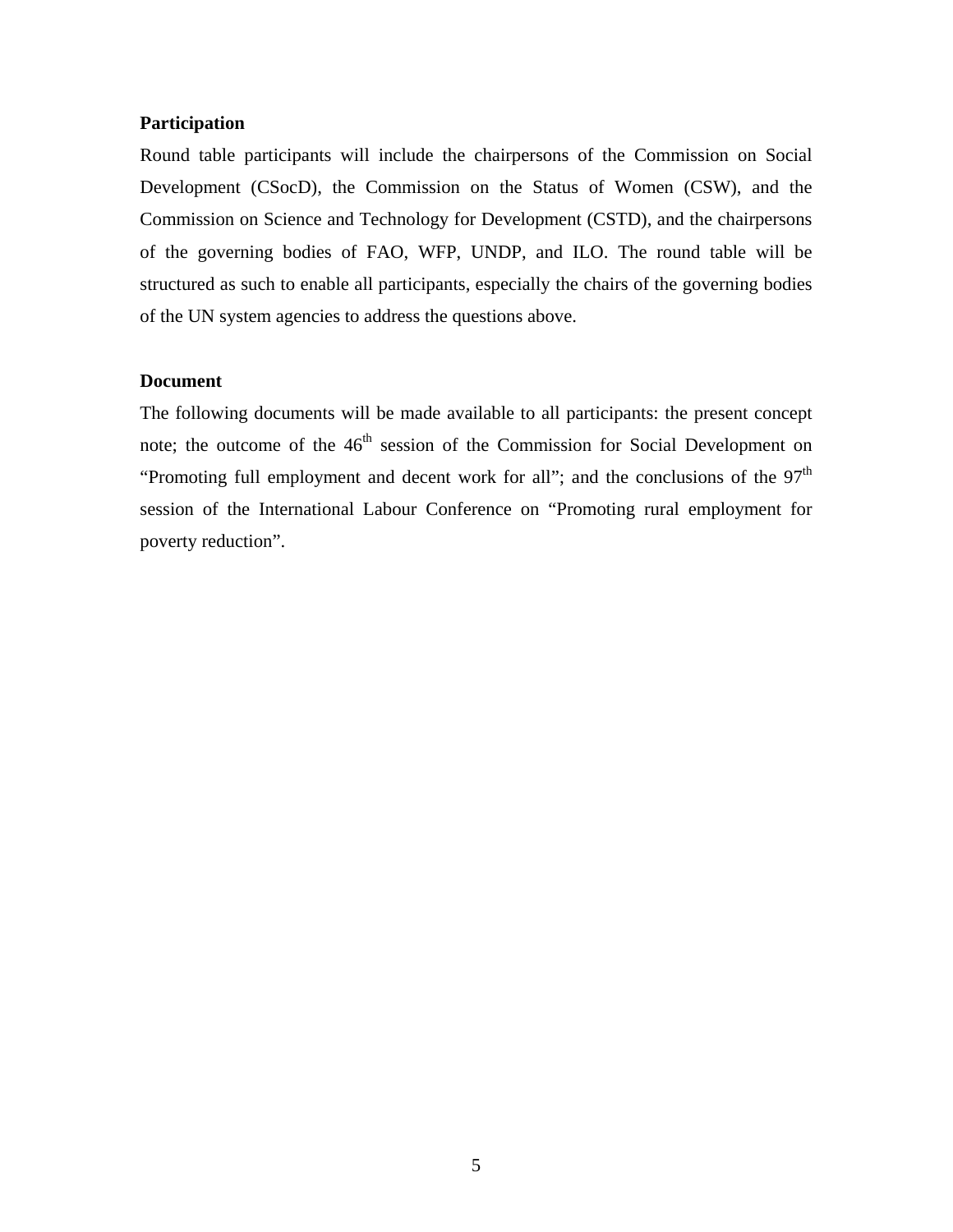**Participation**

Round table participants will include the chairpersons of the Commission on Social Development (CSocD), the Commission on the Status of Women (CSW), and the Commission on Science and Technology for Development (CSTD), and the chairpersons of the governing bodies of FAO, WFP, UNDP, and ILO. The round table will be structured as such to enable all participants, especially the chairs of the governing bodies of the UN system agencies to address the questions above.

**Document**

The following documents will be made available to all participants: the present concept note; the outcome of the 46th session of the Commission for Social Development on "Promoting full employment and decent work for all"; and the conclusions of the 97th session of the International Labour Conference on "Promoting rural employment for poverty reduction".